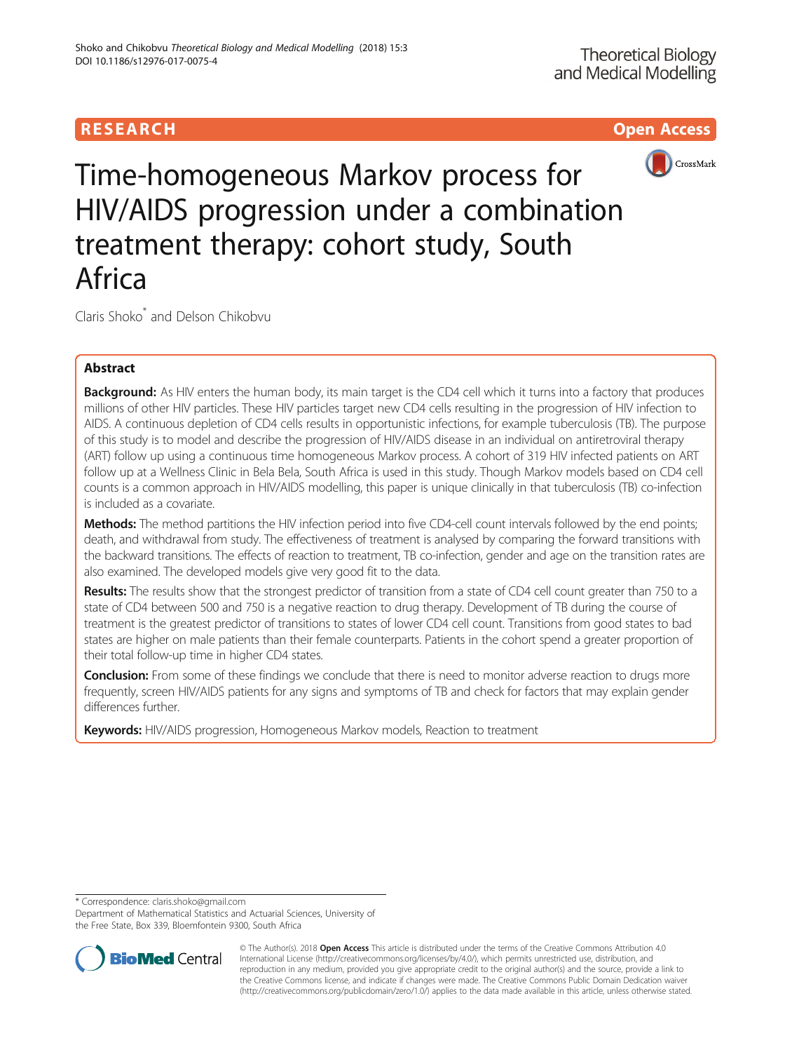RESEARCH Open Access

# Time-homogeneous Markov process for HIV/AIDS progression under a combination treatment therapy: cohort study, South Africa

Claris Shoko* and Delson Chikobvu

## Abstract

**Background:** As HIV enters the human body, its main target is the CD4 cell which it turns into a factory that produces millions of other HIV particles. These HIV particles target new CD4 cells resulting in the progression of HIV infection to AIDS. A continuous depletion of CD4 cells results in opportunistic infections, for example tuberculosis (TB). The purpose of this study is to model and describe the progression of HIV/AIDS disease in an individual on antiretroviral therapy (ART) follow up using a continuous time homogeneous Markov process. A cohort of 319 HIV infected patients on ART follow up at a Wellness Clinic in Bela Bela, South Africa is used in this study. Though Markov models based on CD4 cell counts is a common approach in HIV/AIDS modelling, this paper is unique clinically in that tuberculosis (TB) co-infection is included as a covariate.

**Methods:** The method partitions the HIV infection period into five CD4-cell count intervals followed by the end points; death, and withdrawal from study. The effectiveness of treatment is analysed by comparing the forward transitions with the backward transitions. The effects of reaction to treatment, TB co-infection, gender and age on the transition rates are also examined. The developed models give very good fit to the data.

**Results:** The results show that the strongest predictor of transition from a state of CD4 cell count greater than 750 to a state of CD4 between 500 and 750 is a negative reaction to drug therapy. Development of TB during the course of treatment is the greatest predictor of transitions to states of lower CD4 cell count. Transitions from good states to bad states are higher on male patients than their female counterparts. Patients in the cohort spend a greater proportion of their total follow-up time in higher CD4 states.

**Conclusion:** From some of these findings we conclude that there is need to monitor adverse reaction to drugs more frequently, screen HIV/AIDS patients for any signs and symptoms of TB and check for factors that may explain gender differences further.

**Keywords:** HIV/AIDS progression, Homogeneous Markov models, Reaction to treatment

\* Correspondence: claris.shoko@gmail.com
Department of Mathematical Statistics and Actuarial Sciences, University of the Free State, Box 339, Bloemfontein 9300, South Africa

© The Author(s). 2018 **Open Access** This article is distributed under the terms of the Creative Commons Attribution 4.0 International License (http://creativecommons.org/licenses/by/4.0/), which permits unrestricted use, distribution, and reproduction in any medium, provided you give appropriate credit to the original author(s) and the source, provide a link to the Creative Commons license, and indicate if changes were made. The Creative Commons Public Domain Dedication waiver (http://creativecommons.org/publicdomain/zero/1.0/) applies to the data made available in this article, unless otherwise stated.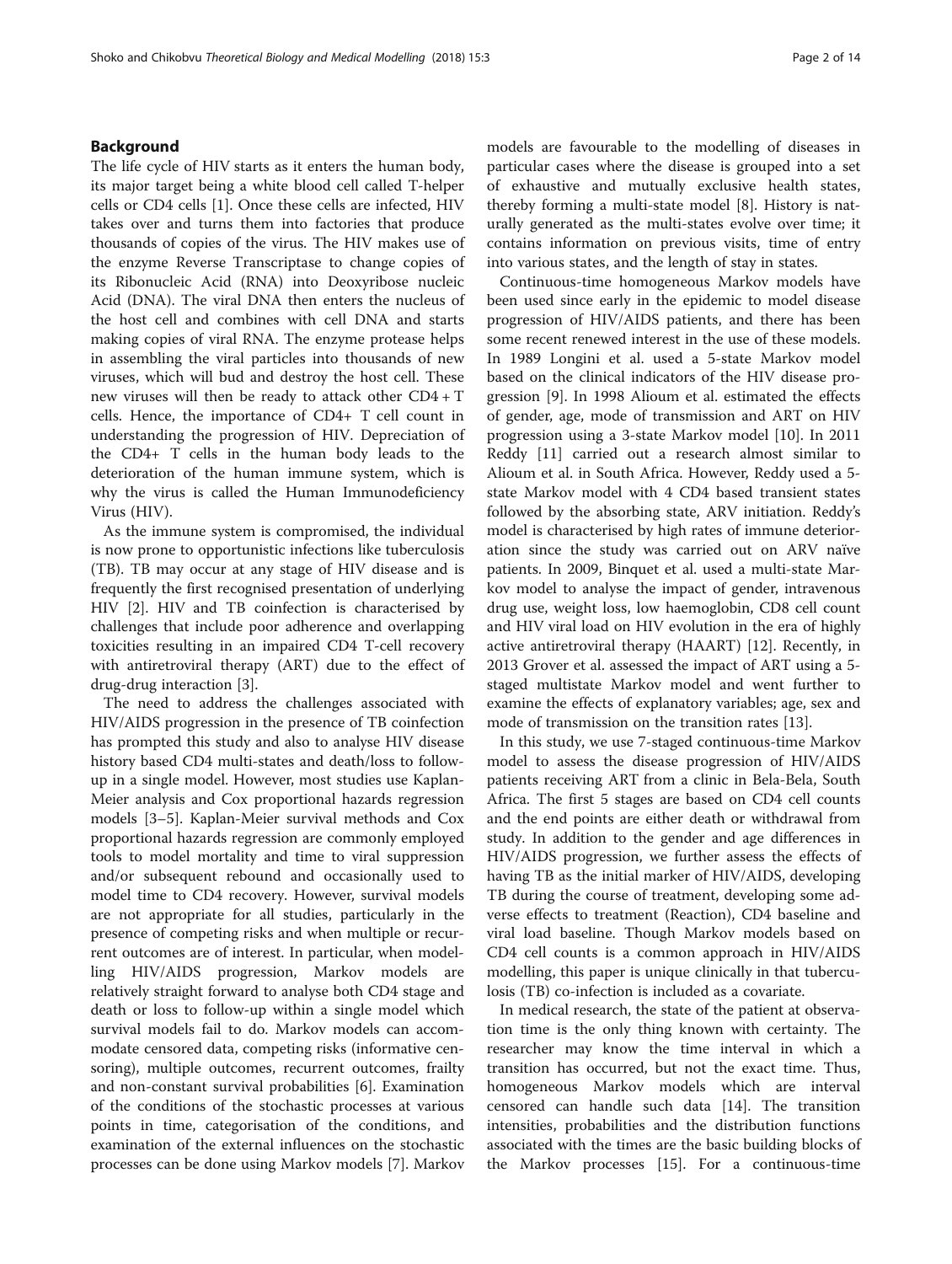## Background

The life cycle of HIV starts as it enters the human body, its major target being a white blood cell called T-helper cells or CD4 cells [1]. Once these cells are infected, HIV takes over and turns them into factories that produce thousands of copies of the virus. The HIV makes use of the enzyme Reverse Transcriptase to change copies of its Ribonucleic Acid (RNA) into Deoxyribose nucleic Acid (DNA). The viral DNA then enters the nucleus of the host cell and combines with cell DNA and starts making copies of viral RNA. The enzyme protease helps in assembling the viral particles into thousands of new viruses, which will bud and destroy the host cell. These new viruses will then be ready to attack other CD4 + T cells. Hence, the importance of CD4+ T cell count in understanding the progression of HIV. Depreciation of the CD4+ T cells in the human body leads to the deterioration of the human immune system, which is why the virus is called the Human Immunodeficiency Virus (HIV).

As the immune system is compromised, the individual is now prone to opportunistic infections like tuberculosis (TB). TB may occur at any stage of HIV disease and is frequently the first recognised presentation of underlying HIV [2]. HIV and TB coinfection is characterised by challenges that include poor adherence and overlapping toxicities resulting in an impaired CD4 T-cell recovery with antiretroviral therapy (ART) due to the effect of drug-drug interaction [3].

The need to address the challenges associated with HIV/AIDS progression in the presence of TB coinfection has prompted this study and also to analyse HIV disease history based CD4 multi-states and death/loss to follow-up in a single model. However, most studies use Kaplan-Meier analysis and Cox proportional hazards regression models [3–5]. Kaplan-Meier survival methods and Cox proportional hazards regression are commonly employed tools to model mortality and time to viral suppression and/or subsequent rebound and occasionally used to model time to CD4 recovery. However, survival models are not appropriate for all studies, particularly in the presence of competing risks and when multiple or recurrent outcomes are of interest. In particular, when modelling HIV/AIDS progression, Markov models are relatively straight forward to analyse both CD4 stage and death or loss to follow-up within a single model which survival models fail to do. Markov models can accommodate censored data, competing risks (informative censoring), multiple outcomes, recurrent outcomes, frailty and non-constant survival probabilities [6]. Examination of the conditions of the stochastic processes at various points in time, categorisation of the conditions, and examination of the external influences on the stochastic processes can be done using Markov models [7]. Markov models are favourable to the modelling of diseases in particular cases where the disease is grouped into a set of exhaustive and mutually exclusive health states, thereby forming a multi-state model [8]. History is naturally generated as the multi-states evolve over time; it contains information on previous visits, time of entry into various states, and the length of stay in states.

Continuous-time homogeneous Markov models have been used since early in the epidemic to model disease progression of HIV/AIDS patients, and there has been some recent renewed interest in the use of these models. In 1989 Longini et al. used a 5-state Markov model based on the clinical indicators of the HIV disease progression [9]. In 1998 Alioum et al. estimated the effects of gender, age, mode of transmission and ART on HIV progression using a 3-state Markov model [10]. In 2011 Reddy [11] carried out a research almost similar to Alioum et al. in South Africa. However, Reddy used a 5-state Markov model with 4 CD4 based transient states followed by the absorbing state, ARV initiation. Reddy's model is characterised by high rates of immune deterioration since the study was carried out on ARV naïve patients. In 2009, Binquet et al. used a multi-state Markov model to analyse the impact of gender, intravenous drug use, weight loss, low haemoglobin, CD8 cell count and HIV viral load on HIV evolution in the era of highly active antiretroviral therapy (HAART) [12]. Recently, in 2013 Grover et al. assessed the impact of ART using a 5-staged multistate Markov model and went further to examine the effects of explanatory variables; age, sex and mode of transmission on the transition rates [13].

In this study, we use 7-staged continuous-time Markov model to assess the disease progression of HIV/AIDS patients receiving ART from a clinic in Bela-Bela, South Africa. The first 5 stages are based on CD4 cell counts and the end points are either death or withdrawal from study. In addition to the gender and age differences in HIV/AIDS progression, we further assess the effects of having TB as the initial marker of HIV/AIDS, developing TB during the course of treatment, developing some adverse effects to treatment (Reaction), CD4 baseline and viral load baseline. Though Markov models based on CD4 cell counts is a common approach in HIV/AIDS modelling, this paper is unique clinically in that tuberculosis (TB) co-infection is included as a covariate.

In medical research, the state of the patient at observation time is the only thing known with certainty. The researcher may know the time interval in which a transition has occurred, but not the exact time. Thus, homogeneous Markov models which are interval censored can handle such data [14]. The transition intensities, probabilities and the distribution functions associated with the times are the basic building blocks of the Markov processes [15]. For a continuous-time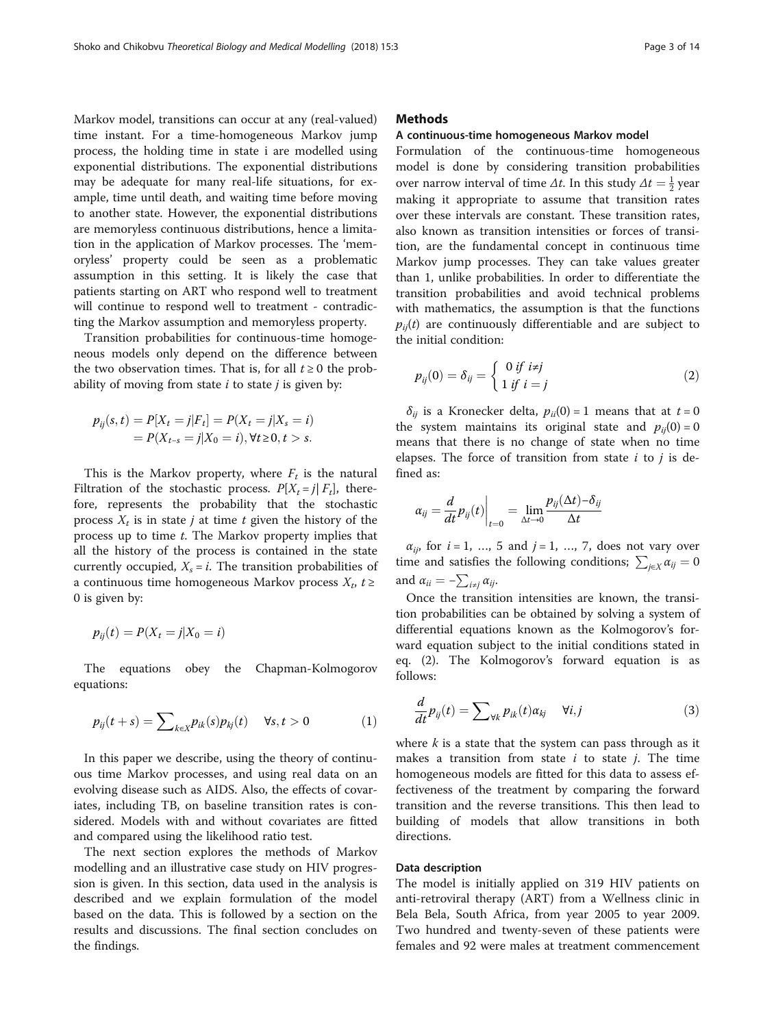Markov model, transitions can occur at any (real-valued) time instant. For a time-homogeneous Markov jump process, the holding time in state i are modelled using exponential distributions. The exponential distributions may be adequate for many real-life situations, for example, time until death, and waiting time before moving to another state. However, the exponential distributions are memoryless continuous distributions, hence a limitation in the application of Markov processes. The 'memoryless' property could be seen as a problematic assumption in this setting. It is likely the case that patients starting on ART who respond well to treatment will continue to respond well to treatment - contradicting the Markov assumption and memoryless property.

Transition probabilities for continuous-time homogeneous models only depend on the difference between the two observation times. That is, for all $t \geq 0$ the probability of moving from state $i$ to state $j$ is given by:

$$
\begin{aligned}
p_{ij}(s,t) &= P[X_t = j | F_t] = P(X_t = j | X_s = i) \\
&= P(X_{t-s} = j | X_0 = i), \forall t \geq 0, t > s.
\end{aligned}
$$

This is the Markov property, where $F_t$ is the natural Filtration of the stochastic process. $P[X_t = j | F_t]$, therefore, represents the probability that the stochastic process $X_t$ is in state $j$ at time $t$ given the history of the process up to time $t$. The Markov property implies that all the history of the process is contained in the state currently occupied, $X_s = i$. The transition probabilities of a continuous time homogeneous Markov process $X_t$, $t \geq 0$ is given by:

$$
p_{ij}(t) = P(X_t = j | X_0 = i)
$$

The equations obey the Chapman-Kolmogorov equations:

$$
p_{ij}(t+s) = \sum_{k \in X} p_{ik}(s) p_{kj}(t) \quad \forall s, t > 0 \tag{1}
$$

In this paper we describe, using the theory of continuous time Markov processes, and using real data on an evolving disease such as AIDS. Also, the effects of covariates, including TB, on baseline transition rates is considered. Models with and without covariates are fitted and compared using the likelihood ratio test.

The next section explores the methods of Markov modelling and an illustrative case study on HIV progression is given. In this section, data used in the analysis is described and we explain formulation of the model based on the data. This is followed by a section on the results and discussions. The final section concludes on the findings.

## Methods

### A continuous-time homogeneous Markov model

Formulation of the continuous-time homogeneous model is done by considering transition probabilities over narrow interval of time $\Delta t$. In this study $\Delta t = \frac{1}{2}$ year making it appropriate to assume that transition rates over these intervals are constant. These transition rates, also known as transition intensities or forces of transition, are the fundamental concept in continuous time Markov jump processes. They can take values greater than 1, unlike probabilities. In order to differentiate the transition probabilities and avoid technical problems with mathematics, the assumption is that the functions $p_{ij}(t)$ are continuously differentiable and are subject to the initial condition:

$$
p_{ij}(0) = \delta_{ij} = \begin{cases} 0 \text{ if } i \neq j \\ 1 \text{ if } i = j \end{cases} \tag{2}
$$

$\delta_{ij}$ is a Kronecker delta, $p_{ii}(0) = 1$ means that at $t = 0$ the system maintains its original state and $p_{ij}(0) = 0$ means that there is no change of state when no time elapses. The force of transition from state $i$ to $j$ is defined as:

$$
\alpha_{ij} = \frac{d}{dt} p_{ij}(t) \bigg|_{t=0} = \lim_{\Delta t \to 0} \frac{p_{ij}(\Delta t) - \delta_{ij}}{\Delta t}
$$

$\alpha_{ij}$, for $i = 1, \ldots, 5$ and $j = 1, \ldots, 7$, does not vary over time and satisfies the following conditions; $\sum_{j \in X} \alpha_{ij} = 0$ and $\alpha_{ii} = -\sum_{i \neq j} \alpha_{ij}$.

Once the transition intensities are known, the transition probabilities can be obtained by solving a system of differential equations known as the Kolmogorov's forward equation subject to the initial conditions stated in eq. (2). The Kolmogorov's forward equation is as follows:

$$
\frac{d}{dt} p_{ij}(t) = \sum_{\forall k} p_{ik}(t) \alpha_{kj} \quad \forall i, j \tag{3}
$$

where $k$ is a state that the system can pass through as it makes a transition from state $i$ to state $j$. The time homogeneous models are fitted for this data to assess effectiveness of the treatment by comparing the forward transition and the reverse transitions. This then lead to building of models that allow transitions in both directions.

### Data description

The model is initially applied on 319 HIV patients on anti-retroviral therapy (ART) from a Wellness clinic in Bela Bela, South Africa, from year 2005 to year 2009. Two hundred and twenty-seven of these patients were females and 92 were males at treatment commencement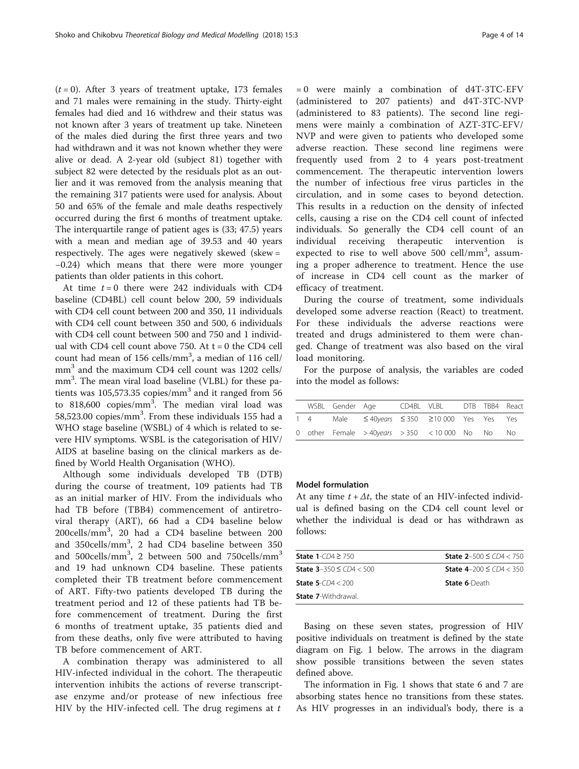($t = 0$). After 3 years of treatment uptake, 173 females and 71 males were remaining in the study. Thirty-eight females had died and 16 withdrew and their status was not known after 3 years of treatment up take. Nineteen of the males died during the first three years and two had withdrawn and it was not known whether they were alive or dead. A 2-year old (subject 81) together with subject 82 were detected by the residuals plot as an outlier and it was removed from the analysis meaning that the remaining 317 patients were used for analysis. About 50 and 65% of the female and male deaths respectively occurred during the first 6 months of treatment uptake. The interquartile range of patient ages is (33; 47.5) years with a mean and median age of 39.53 and 40 years respectively. The ages were negatively skewed (skew = −0.24) which means that there were more younger patients than older patients in this cohort.

At time $t = 0$ there were 242 individuals with CD4 baseline (CD4BL) cell count below 200, 59 individuals with CD4 cell count between 200 and 350, 11 individuals with CD4 cell count between 350 and 500, 6 individuals with CD4 cell count between 500 and 750 and 1 individual with CD4 cell count above 750. At $t = 0$ the CD4 cell count had mean of 156 cells/mm$^3$, a median of 116 cell/mm$^3$ and the maximum CD4 cell count was 1202 cells/mm$^3$. The mean viral load baseline (VLBL) for these patients was 105,573.35 copies/mm$^3$ and it ranged from 56 to 818,600 copies/mm$^3$. The median viral load was 58,523.00 copies/mm$^3$. From these individuals 155 had a WHO stage baseline (WSBL) of 4 which is related to severe HIV symptoms. WSBL is the categorisation of HIV/AIDS at baseline basing on the clinical markers as defined by World Health Organisation (WHO).

Although some individuals developed TB (DTB) during the course of treatment, 109 patients had TB as an initial marker of HIV. From the individuals who had TB before (TBB4) commencement of antiretroviral therapy (ART), 66 had a CD4 baseline below 200cells/mm$^3$, 20 had a CD4 baseline between 200 and 350cells/mm$^3$, 2 had CD4 baseline between 350 and 500cells/mm$^3$, 2 between 500 and 750cells/mm$^3$ and 19 had unknown CD4 baseline. These patients completed their TB treatment before commencement of ART. Fifty-two patients developed TB during the treatment period and 12 of these patients had TB before commencement of treatment. During the first 6 months of treatment uptake, 35 patients died and from these deaths, only five were attributed to having TB before commencement of ART.

A combination therapy was administered to all HIV-infected individual in the cohort. The therapeutic intervention inhibits the actions of reverse transcriptase enzyme and/or protease of new infectious free HIV by the HIV-infected cell. The drug regimens at $t = 0$ were mainly a combination of d4T-3TC-EFV (administered to 207 patients) and d4T-3TC-NVP (administered to 83 patients). The second line regimens were mainly a combination of AZT-3TC-EFV/NVP and were given to patients who developed some adverse reaction. These second line regimens were frequently used from 2 to 4 years post-treatment commencement. The therapeutic intervention lowers the number of infectious free virus particles in the circulation, and in some cases to beyond detection. This results in a reduction on the density of infected cells, causing a rise on the CD4 cell count of infected individuals. So generally the CD4 cell count of an individual receiving therapeutic intervention is expected to rise to well above 500 cell/mm$^3$, assuming a proper adherence to treatment. Hence the use of increase in CD4 cell count as the marker of efficacy of treatment.

During the course of treatment, some individuals developed some adverse reaction (React) to treatment. For these individuals the adverse reactions were treated and drugs administered to them were changed. Change of treatment was also based on the viral load monitoring.

For the purpose of analysis, the variables are coded into the model as follows:

| | WSBL | Gender | Age | CD4BL | VLBL | DTB | TBB4 | React |
|---|---|---|---|---|---|---|---|---|
| 1 | 4 | Male | $\leq 40$*years* | $\leq 350$ | $\geq 10\,000$ | Yes | Yes | Yes |
| 0 | other | Female | $> 40$*years* | $> 350$ | $< 10\,000$ | No | No | No |

## Model formulation

At any time $t + \Delta t$, the state of an HIV-infected individual is defined basing on the CD4 cell count level or whether the individual is dead or has withdrawn as follows:

| | |
|---|---|
| **State 1**-$CD4 \geq 750$ | **State 2**–$500 \leq CD4 < 750$ |
| **State 3**–$350 \leq CD4 < 500$ | **State 4**–$200 \leq CD4 < 350$ |
| **State 5**-$CD4 < 200$ | **State 6**-Death |
| **State 7**-Withdrawal. | |

Basing on these seven states, progression of HIV positive individuals on treatment is defined by the state diagram on Fig. 1 below. The arrows in the diagram show possible transitions between the seven states defined above.

The information in Fig. 1 shows that state 6 and 7 are absorbing states hence no transitions from these states. As HIV progresses in an individual's body, there is a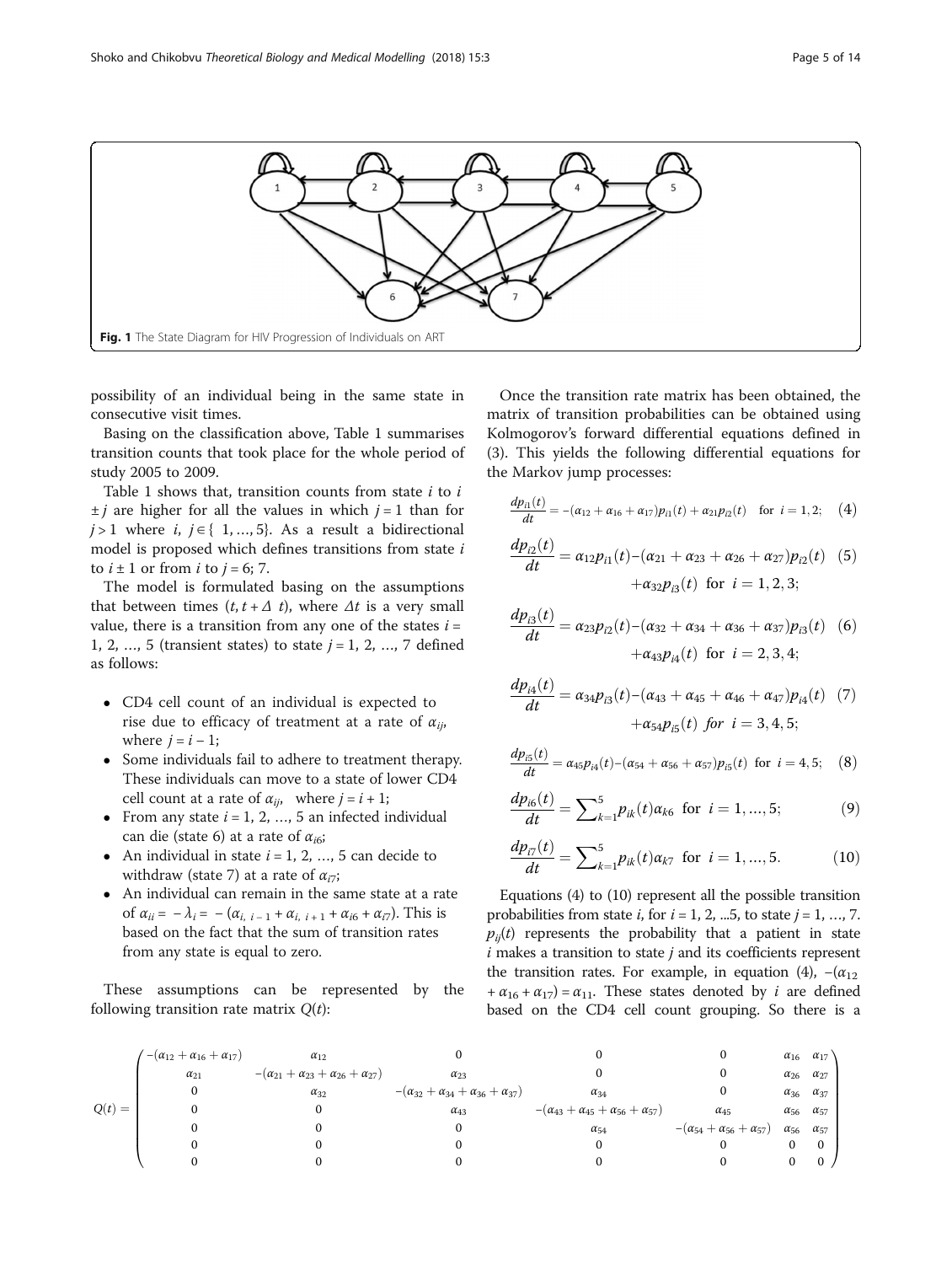Fig. 1 The State Diagram for HIV Progression of Individuals on ART

possibility of an individual being in the same state in consecutive visit times.

Basing on the classification above, Table 1 summarises transition counts that took place for the whole period of study 2005 to 2009.

Table 1 shows that, transition counts from state $i$ to $i \pm j$ are higher for all the values in which $j = 1$ than for $j > 1$ where $i, j \in \{1, \ldots, 5\}$. As a result a bidirectional model is proposed which defines transitions from state $i$ to $i \pm 1$ or from $i$ to $j = 6; 7$.

The model is formulated basing on the assumptions that between times $(t, t + \Delta t)$, where $\Delta t$ is a very small value, there is a transition from any one of the states $i = 1, 2, \ldots, 5$ (transient states) to state $j = 1, 2, \ldots, 7$ defined as follows:

- CD4 cell count of an individual is expected to rise due to efficacy of treatment at a rate of $\alpha_{ij}$, where $j = i - 1$;
- Some individuals fail to adhere to treatment therapy. These individuals can move to a state of lower CD4 cell count at a rate of $\alpha_{ij}$, where $j = i + 1$;
- From any state $i = 1, 2, \ldots, 5$ an infected individual can die (state 6) at a rate of $\alpha_{i6}$;
- An individual in state $i = 1, 2, \ldots, 5$ can decide to withdraw (state 7) at a rate of $\alpha_{i7}$;
- An individual can remain in the same state at a rate of $\alpha_{ii} = -\lambda_i = -(\alpha_{i,\, i-1} + \alpha_{i,\, i+1} + \alpha_{i6} + \alpha_{i7})$. This is based on the fact that the sum of transition rates from any state is equal to zero.

These assumptions can be represented by the following transition rate matrix $Q(t)$:

$$
Q(t) = \begin{pmatrix}
-(\alpha_{12}+\alpha_{16}+\alpha_{17}) & \alpha_{12} & 0 & 0 & 0 & \alpha_{16} & \alpha_{17} \\
\alpha_{21} & -(\alpha_{21}+\alpha_{23}+\alpha_{26}+\alpha_{27}) & \alpha_{23} & 0 & 0 & \alpha_{26} & \alpha_{27} \\
0 & \alpha_{32} & -(\alpha_{32}+\alpha_{34}+\alpha_{36}+\alpha_{37}) & \alpha_{34} & 0 & \alpha_{36} & \alpha_{37} \\
0 & 0 & \alpha_{43} & -(\alpha_{43}+\alpha_{45}+\alpha_{56}+\alpha_{57}) & \alpha_{45} & \alpha_{56} & \alpha_{57} \\
0 & 0 & 0 & \alpha_{54} & -(\alpha_{54}+\alpha_{56}+\alpha_{57}) & \alpha_{56} & \alpha_{57} \\
0 & 0 & 0 & 0 & 0 & 0 & 0 \\
0 & 0 & 0 & 0 & 0 & 0 & 0
\end{pmatrix}
$$

Once the transition rate matrix has been obtained, the matrix of transition probabilities can be obtained using Kolmogorov's forward differential equations defined in (3). This yields the following differential equations for the Markov jump processes:

$$
\frac{dp_{i1}(t)}{dt} = -(\alpha_{12} + \alpha_{16} + \alpha_{17})p_{i1}(t) + \alpha_{21}p_{i2}(t) \quad \text{for } i = 1, 2; \tag{4}
$$

$$
\frac{dp_{i2}(t)}{dt} = \alpha_{12}p_{i1}(t) - (\alpha_{21} + \alpha_{23} + \alpha_{26} + \alpha_{27})p_{i2}(t) + \alpha_{32}p_{i3}(t) \quad \text{for } i = 1, 2, 3; \tag{5}
$$

$$
\frac{dp_{i3}(t)}{dt} = \alpha_{23}p_{i2}(t) - (\alpha_{32} + \alpha_{34} + \alpha_{36} + \alpha_{37})p_{i3}(t) + \alpha_{43}p_{i4}(t) \quad \text{for } i = 2, 3, 4; \tag{6}
$$

$$
\frac{dp_{i4}(t)}{dt} = \alpha_{34}p_{i3}(t) - (\alpha_{43} + \alpha_{45} + \alpha_{46} + \alpha_{47})p_{i4}(t) + \alpha_{54}p_{i5}(t) \quad \textit{for } i = 3, 4, 5; \tag{7}
$$

$$
\frac{dp_{i5}(t)}{dt} = \alpha_{45}p_{i4}(t) - (\alpha_{54} + \alpha_{56} + \alpha_{57})p_{i5}(t) \quad \text{for } i = 4, 5; \tag{8}
$$

$$
\frac{dp_{i6}(t)}{dt} = \sum_{k=1}^{5} p_{ik}(t)\alpha_{k6} \quad \text{for } i = 1, \ldots, 5; \tag{9}
$$

$$
\frac{dp_{i7}(t)}{dt} = \sum_{k=1}^{5} p_{ik}(t)\alpha_{k7} \quad \text{for } i = 1, \ldots, 5. \tag{10}
$$

Equations (4) to (10) represent all the possible transition probabilities from state $i$, for $i = 1, 2, \ldots 5$, to state $j = 1, \ldots, 7$. $p_{ij}(t)$ represents the probability that a patient in state $i$ makes a transition to state $j$ and its coefficients represent the transition rates. For example, in equation (4), $-(\alpha_{12} + \alpha_{16} + \alpha_{17}) = \alpha_{11}$. These states denoted by $i$ are defined based on the CD4 cell count grouping. So there is a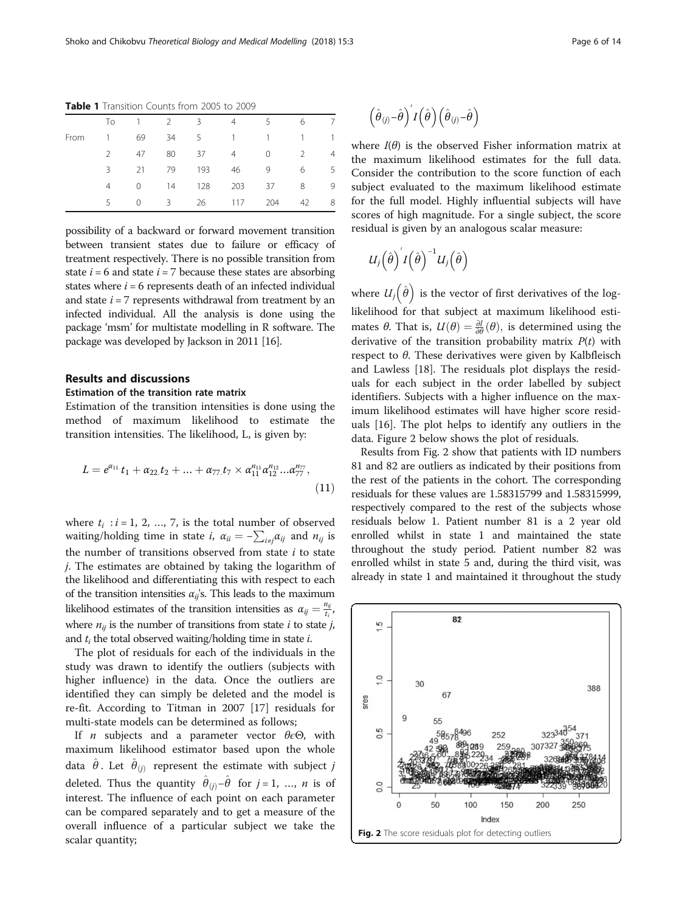**Table 1** Transition Counts from 2005 to 2009

| | To | 1 | 2 | 3 | 4 | 5 | 6 | 7 |
|---|---|---|---|---|---|---|---|---|
| From | 1 | 69 | 34 | 5 | 1 | 1 | 1 | 1 |
| | 2 | 47 | 80 | 37 | 4 | 0 | 2 | 4 |
| | 3 | 21 | 79 | 193 | 46 | 9 | 6 | 5 |
| | 4 | 0 | 14 | 128 | 203 | 37 | 8 | 9 |
| | 5 | 0 | 3 | 26 | 117 | 204 | 42 | 8 |

possibility of a backward or forward movement transition between transient states due to failure or efficacy of treatment respectively. There is no possible transition from state $i = 6$ and state $i = 7$ because these states are absorbing states where $i = 6$ represents death of an infected individual and state $i = 7$ represents withdrawal from treatment by an infected individual. All the analysis is done using the package 'msm' for multistate modelling in R software. The package was developed by Jackson in 2011 [16].

## Results and discussions

### Estimation of the transition rate matrix

Estimation of the transition intensities is done using the method of maximum likelihood to estimate the transition intensities. The likelihood, L, is given by:

$$L = e^{\alpha_{11}} t_1 + \alpha_{22.} t_2 + \ldots + \alpha_{77.} t_7 \times \alpha_{11}^{n_{11}} \alpha_{12}^{n_{12}} \ldots \alpha_{77}^{n_{77}}, \tag{11}$$

where $t_i$ : $i = 1, 2, \ldots, 7$, is the total number of observed waiting/holding time in state $i$, $\alpha_{ii} = -\sum_{i \neq j} \alpha_{ij}$ and $n_{ij}$ is the number of transitions observed from state $i$ to state $j$. The estimates are obtained by taking the logarithm of the likelihood and differentiating this with respect to each of the transition intensities $\alpha_{ij}$'s. This leads to the maximum likelihood estimates of the transition intensities as $\alpha_{ij} = \frac{n_{ij}}{t_i}$, where $n_{ij}$ is the number of transitions from state $i$ to state $j$, and $t_i$ the total observed waiting/holding time in state $i$.

The plot of residuals for each of the individuals in the study was drawn to identify the outliers (subjects with higher influence) in the data. Once the outliers are identified they can simply be deleted and the model is re-fit. According to Titman in 2007 [17] residuals for multi-state models can be determined as follows;

If $n$ subjects and a parameter vector $\theta \epsilon \Theta$, with maximum likelihood estimator based upon the whole data $\hat{\theta}$. Let $\hat{\theta}_{(j)}$ represent the estimate with subject $j$ deleted. Thus the quantity $\hat{\theta}_{(j)} - \hat{\theta}$ for $j = 1, \ldots, n$ is of interest. The influence of each point on each parameter can be compared separately and to get a measure of the overall influence of a particular subject we take the scalar quantity;

$$\left(\hat{\theta}_{(j)} - \hat{\theta}\right)' I\left(\hat{\theta}\right) \left(\hat{\theta}_{(j)} - \hat{\theta}\right)$$

where $I(\theta)$ is the observed Fisher information matrix at the maximum likelihood estimates for the full data. Consider the contribution to the score function of each subject evaluated to the maximum likelihood estimate for the full model. Highly influential subjects will have scores of high magnitude. For a single subject, the score residual is given by an analogous scalar measure:

$$U_j\left(\hat{\theta}\right)' I\left(\hat{\theta}\right)^{-1} U_j\left(\hat{\theta}\right)$$

where $U_j\left(\hat{\theta}\right)$ is the vector of first derivatives of the log-likelihood for that subject at maximum likelihood estimates $\theta$. That is, $U(\theta) = \frac{\partial l}{\partial \theta}(\theta)$, is determined using the derivative of the transition probability matrix $P(t)$ with respect to $\theta$. These derivatives were given by Kalbfleisch and Lawless [18]. The residuals plot displays the residuals for each subject in the order labelled by subject identifiers. Subjects with a higher influence on the maximum likelihood estimates will have higher score residuals [16]. The plot helps to identify any outliers in the data. Figure 2 below shows the plot of residuals.

Results from Fig. 2 show that patients with ID numbers 81 and 82 are outliers as indicated by their positions from the rest of the patients in the cohort. The corresponding residuals for these values are 1.58315799 and 1.58315999, respectively compared to the rest of the subjects whose residuals below 1. Patient number 81 is a 2 year old enrolled whilst in state 1 and maintained the state throughout the study period. Patient number 82 was enrolled whilst in state 5 and, during the third visit, was already in state 1 and maintained it throughout the study

**Fig. 2** The score residuals plot for detecting outliers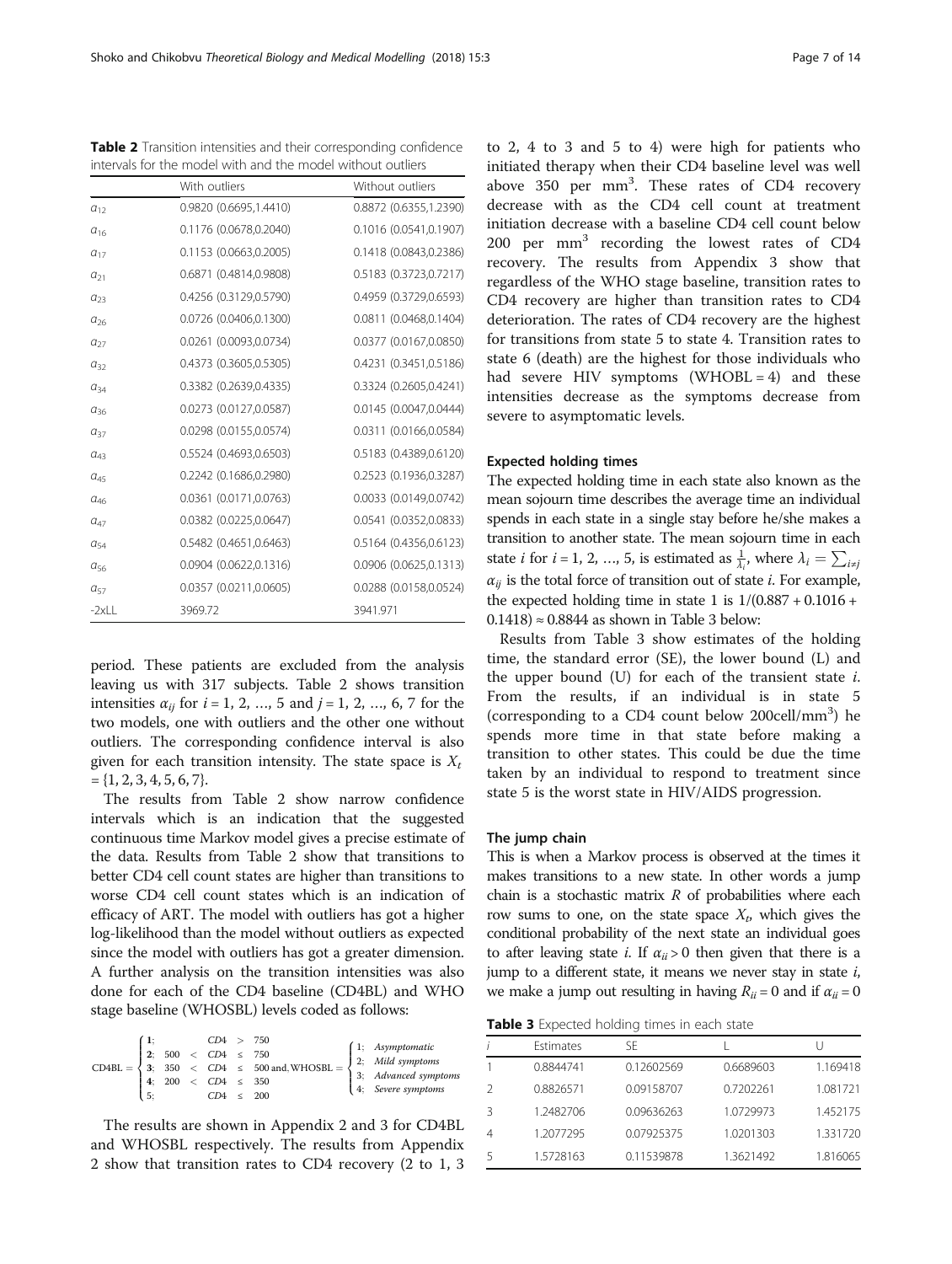**Table 2** Transition intensities and their corresponding confidence intervals for the model with and the model without outliers

| | With outliers | Without outliers |
|---|---|---|
| $\alpha_{12}$ | 0.9820 (0.6695,1.4410) | 0.8872 (0.6355,1.2390) |
| $\alpha_{16}$ | 0.1176 (0.0678,0.2040) | 0.1016 (0.0541,0.1907) |
| $\alpha_{17}$ | 0.1153 (0.0663,0.2005) | 0.1418 (0.0843,0.2386) |
| $\alpha_{21}$ | 0.6871 (0.4814,0.9808) | 0.5183 (0.3723,0.7217) |
| $\alpha_{23}$ | 0.4256 (0.3129,0.5790) | 0.4959 (0.3729,0.6593) |
| $\alpha_{26}$ | 0.0726 (0.0406,0.1300) | 0.0811 (0.0468,0.1404) |
| $\alpha_{27}$ | 0.0261 (0.0093,0.0734) | 0.0377 (0.0167,0.0850) |
| $\alpha_{32}$ | 0.4373 (0.3605,0.5305) | 0.4231 (0.3451,0.5186) |
| $\alpha_{34}$ | 0.3382 (0.2639,0.4335) | 0.3324 (0.2605,0.4241) |
| $\alpha_{36}$ | 0.0273 (0.0127,0.0587) | 0.0145 (0.0047,0.0444) |
| $\alpha_{37}$ | 0.0298 (0.0155,0.0574) | 0.0311 (0.0166,0.0584) |
| $\alpha_{43}$ | 0.5524 (0.4693,0.6503) | 0.5183 (0.4389,0.6120) |
| $\alpha_{45}$ | 0.2242 (0.1686,0.2980) | 0.2523 (0.1936,0.3287) |
| $\alpha_{46}$ | 0.0361 (0.0171,0.0763) | 0.0033 (0.0149,0.0742) |
| $\alpha_{47}$ | 0.0382 (0.0225,0.0647) | 0.0541 (0.0352,0.0833) |
| $\alpha_{54}$ | 0.5482 (0.4651,0.6463) | 0.5164 (0.4356,0.6123) |
| $\alpha_{56}$ | 0.0904 (0.0622,0.1316) | 0.0906 (0.0625,0.1313) |
| $\alpha_{57}$ | 0.0357 (0.0211,0.0605) | 0.0288 (0.0158,0.0524) |
| -2xLL | 3969.72 | 3941.971 |

period. These patients are excluded from the analysis leaving us with 317 subjects. Table 2 shows transition intensities $\alpha_{ij}$ for $i = 1, 2, \ldots, 5$ and $j = 1, 2, \ldots, 6, 7$ for the two models, one with outliers and the other one without outliers. The corresponding confidence interval is also given for each transition intensity. The state space is $X_t = \{1, 2, 3, 4, 5, 6, 7\}$.

The results from Table 2 show narrow confidence intervals which is an indication that the suggested continuous time Markov model gives a precise estimate of the data. Results from Table 2 show that transitions to better CD4 cell count states are higher than transitions to worse CD4 cell count states which is an indication of efficacy of ART. The model with outliers has got a higher log-likelihood than the model without outliers as expected since the model with outliers has got a greater dimension. A further analysis on the transition intensities was also done for each of the CD4 baseline (CD4BL) and WHO stage baseline (WHOSBL) levels coded as follows:

$$\text{CD4BL} = \begin{cases} \mathbf{1}; & CD4 > 750 \\ \mathbf{2}; & 500 < CD4 \leq 750 \\ \mathbf{3}; & 350 < CD4 \leq 500 \\ \mathbf{4}; & 200 < CD4 \leq 350 \\ \mathbf{5}; & CD4 \leq 200 \end{cases} \text{and, WHOSBL} = \begin{cases} 1; & \textit{Asymptomatic} \\ 2; & \textit{Mild symptoms} \\ 3; & \textit{Advanced symptoms} \\ 4; & \textit{Severe symptoms} \end{cases}$$

The results are shown in Appendix 2 and 3 for CD4BL and WHOSBL respectively. The results from Appendix 2 show that transition rates to CD4 recovery (2 to 1, 3 to 2, 4 to 3 and 5 to 4) were high for patients who initiated therapy when their CD4 baseline level was well above 350 per mm$^3$. These rates of CD4 recovery decrease with as the CD4 cell count at treatment initiation decrease with a baseline CD4 cell count below 200 per mm$^3$ recording the lowest rates of CD4 recovery. The results from Appendix 3 show that regardless of the WHO stage baseline, transition rates to CD4 recovery are higher than transition rates to CD4 deterioration. The rates of CD4 recovery are the highest for transitions from state 5 to state 4. Transition rates to state 6 (death) are the highest for those individuals who had severe HIV symptoms (WHOBL = 4) and these intensities decrease as the symptoms decrease from severe to asymptomatic levels.

### Expected holding times

The expected holding time in each state also known as the mean sojourn time describes the average time an individual spends in each state in a single stay before he/she makes a transition to another state. The mean sojourn time in each state $i$ for $i = 1, 2, \ldots, 5$, is estimated as $\frac{1}{\lambda_i}$, where $\lambda_i = \sum_{i \neq j} \alpha_{ij}$ is the total force of transition out of state $i$. For example, the expected holding time in state 1 is $1/(0.887 + 0.1016 + 0.1418) \approx 0.8844$ as shown in Table 3 below:

Results from Table 3 show estimates of the holding time, the standard error (SE), the lower bound (L) and the upper bound (U) for each of the transient state $i$. From the results, if an individual is in state 5 (corresponding to a CD4 count below 200cell/mm$^3$) he spends more time in that state before making a transition to other states. This could be due the time taken by an individual to respond to treatment since state 5 is the worst state in HIV/AIDS progression.

### The jump chain

This is when a Markov process is observed at the times it makes transitions to a new state. In other words a jump chain is a stochastic matrix $R$ of probabilities where each row sums to one, on the state space $X_t$, which gives the conditional probability of the next state an individual goes to after leaving state $i$. If $\alpha_{ii} > 0$ then given that there is a jump to a different state, it means we never stay in state $i$, we make a jump out resulting in having $R_{ii} = 0$ and if $\alpha_{ii} = 0$

**Table 3** Expected holding times in each state

| $i$ | Estimates | SE | L | U |
|---|---|---|---|---|
| 1 | 0.8844741 | 0.12602569 | 0.6689603 | 1.169418 |
| 2 | 0.8826571 | 0.09158707 | 0.7202261 | 1.081721 |
| 3 | 1.2482706 | 0.09636263 | 1.0729973 | 1.452175 |
| 4 | 1.2077295 | 0.07925375 | 1.0201303 | 1.331720 |
| 5 | 1.5728163 | 0.11539878 | 1.3621492 | 1.816065 |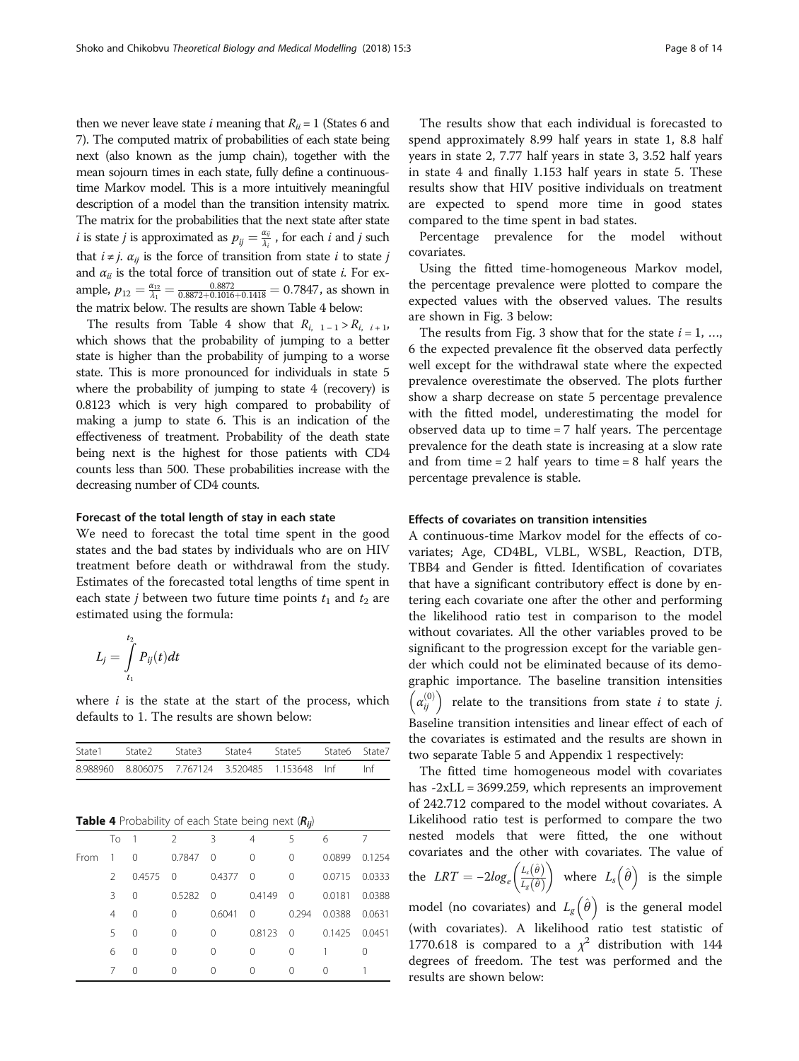then we never leave state $i$ meaning that $R_{ii} = 1$ (States 6 and 7). The computed matrix of probabilities of each state being next (also known as the jump chain), together with the mean sojourn times in each state, fully define a continuous-time Markov model. This is a more intuitively meaningful description of a model than the transition intensity matrix. The matrix for the probabilities that the next state after state $i$ is state $j$ is approximated as $p_{ij} = \frac{\alpha_{ij}}{\lambda_i}$ , for each $i$ and $j$ such that $i \neq j$. $\alpha_{ij}$ is the force of transition from state $i$ to state $j$ and $\alpha_{ii}$ is the total force of transition out of state $i$. For example, $p_{12} = \frac{\alpha_{12}}{\lambda_1} = \frac{0.8872}{0.8872+0.1016+0.1418} = 0.7847$, as shown in the matrix below. The results are shown Table 4 below:

The results from Table 4 show that $R_{i,\ 1-1} > R_{i,\ i+1}$, which shows that the probability of jumping to a better state is higher than the probability of jumping to a worse state. This is more pronounced for individuals in state 5 where the probability of jumping to state 4 (recovery) is 0.8123 which is very high compared to probability of making a jump to state 6. This is an indication of the effectiveness of treatment. Probability of the death state being next is the highest for those patients with CD4 counts less than 500. These probabilities increase with the decreasing number of CD4 counts.

#### Forecast of the total length of stay in each state

We need to forecast the total time spent in the good states and the bad states by individuals who are on HIV treatment before death or withdrawal from the study. Estimates of the forecasted total lengths of time spent in each state $j$ between two future time points $t_1$ and $t_2$ are estimated using the formula:

$$L_j = \int_{t_1}^{t_2} P_{ij}(t)dt$$

where $i$ is the state at the start of the process, which defaults to 1. The results are shown below:

| State1 | State2 | State3 | State4 | State5 | State6 | State7 |
|---|---|---|---|---|---|---|
| 8.988960 | 8.806075 | 7.767124 | 3.520485 | 1.153648 | Inf | Inf |

**Table 4** Probability of each State being next ($R_{ij}$)

| | To | 1 | 2 | 3 | 4 | 5 | 6 | 7 |
|---|---|---|---|---|---|---|---|---|
| From | 1 | 0 | 0.7847 | 0 | 0 | 0 | 0.0899 | 0.1254 |
| | 2 | 0.4575 | 0 | 0.4377 | 0 | 0 | 0.0715 | 0.0333 |
| | 3 | 0 | 0.5282 | 0 | 0.4149 | 0 | 0.0181 | 0.0388 |
| | 4 | 0 | 0 | 0.6041 | 0 | 0.294 | 0.0388 | 0.0631 |
| | 5 | 0 | 0 | 0 | 0.8123 | 0 | 0.1425 | 0.0451 |
| | 6 | 0 | 0 | 0 | 0 | 0 | 1 | 0 |
| | 7 | 0 | 0 | 0 | 0 | 0 | 0 | 1 |

The results show that each individual is forecasted to spend approximately 8.99 half years in state 1, 8.8 half years in state 2, 7.77 half years in state 3, 3.52 half years in state 4 and finally 1.153 half years in state 5. These results show that HIV positive individuals on treatment are expected to spend more time in good states compared to the time spent in bad states.

Percentage prevalence for the model without covariates.

Using the fitted time-homogeneous Markov model, the percentage prevalence were plotted to compare the expected values with the observed values. The results are shown in Fig. 3 below:

The results from Fig. 3 show that for the state $i = 1, \ldots, 6$ the expected prevalence fit the observed data perfectly well except for the withdrawal state where the expected prevalence overestimate the observed. The plots further show a sharp decrease on state 5 percentage prevalence with the fitted model, underestimating the model for observed data up to time = 7 half years. The percentage prevalence for the death state is increasing at a slow rate and from time = 2 half years to time = 8 half years the percentage prevalence is stable.

#### Effects of covariates on transition intensities

A continuous-time Markov model for the effects of covariates; Age, CD4BL, VLBL, WSBL, Reaction, DTB, TBB4 and Gender is fitted. Identification of covariates that have a significant contributory effect is done by entering each covariate one after the other and performing the likelihood ratio test in comparison to the model without covariates. All the other variables proved to be significant to the progression except for the variable gender which could not be eliminated because of its demographic importance. The baseline transition intensities $\left(\alpha_{ij}^{(0)}\right)$ relate to the transitions from state $i$ to state $j$. Baseline transition intensities and linear effect of each of the covariates is estimated and the results are shown in two separate Table 5 and Appendix 1 respectively:

The fitted time homogeneous model with covariates has -2xLL = 3699.259, which represents an improvement of 242.712 compared to the model without covariates. A Likelihood ratio test is performed to compare the two nested models that were fitted, the one without covariates and the other with covariates. The value of the $LRT = -2log_e\left(\frac{L_s(\hat{\theta})}{L_g(\hat{\theta})}\right)$ where $L_s\left(\hat{\theta}\right)$ is the simple model (no covariates) and $L_g\left(\hat{\theta}\right)$ is the general model (with covariates). A likelihood ratio test statistic of 1770.618 is compared to a $\chi^2$ distribution with 144 degrees of freedom. The test was performed and the results are shown below: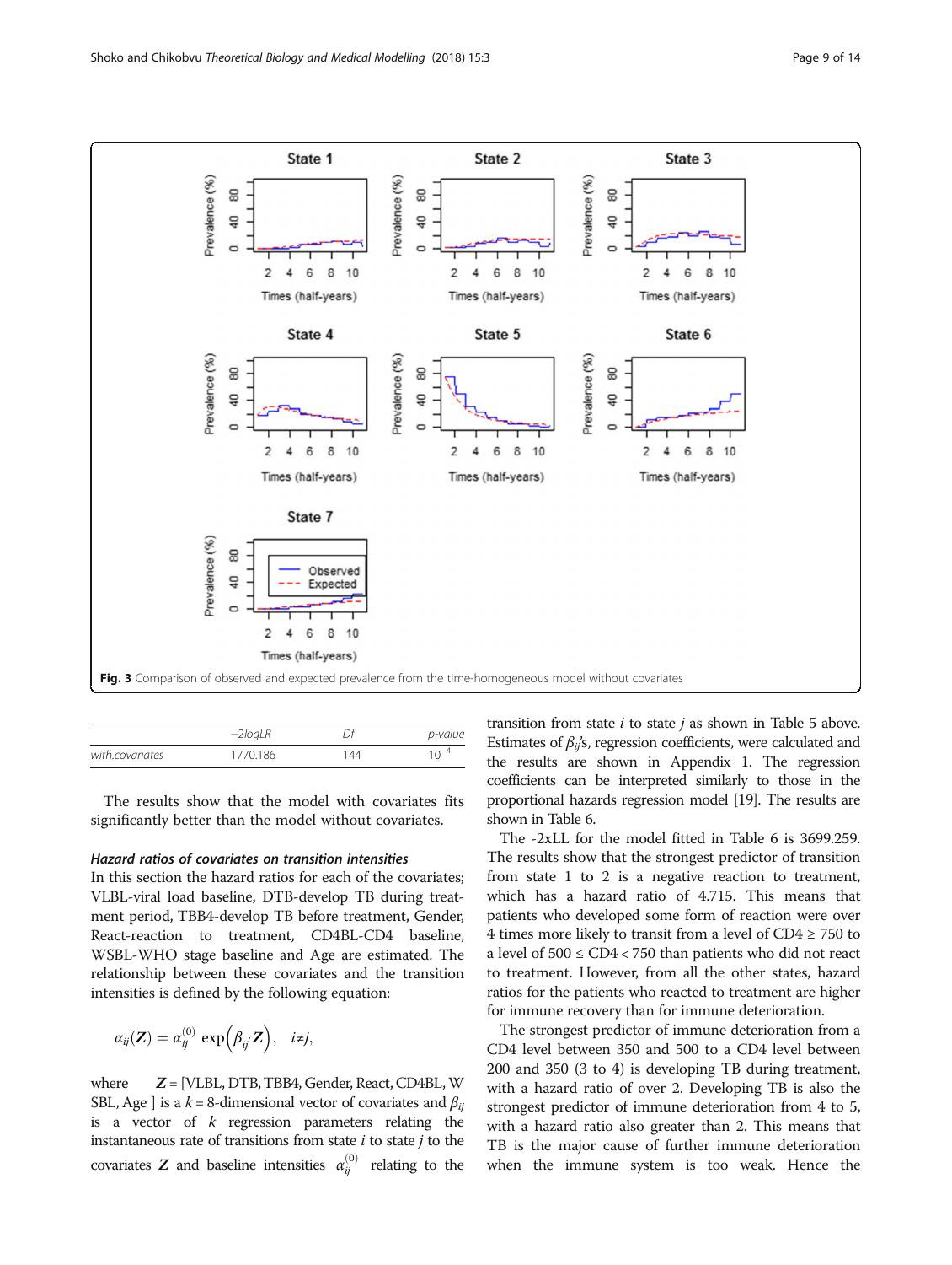Fig. 3 Comparison of observed and expected prevalence from the time-homogeneous model without covariates

| | *−2logLR* | *Df* | *p-value* |
|---|---|---|---|
| *with.covariates* | 1770.186 | 144 | $10^{-4}$ |

The results show that the model with covariates fits significantly better than the model without covariates.

### *Hazard ratios of covariates on transition intensities*

In this section the hazard ratios for each of the covariates; VLBL-viral load baseline, DTB-develop TB during treatment period, TBB4-develop TB before treatment, Gender, React-reaction to treatment, CD4BL-CD4 baseline, WSBL-WHO stage baseline and Age are estimated. The relationship between these covariates and the transition intensities is defined by the following equation:

$$\alpha_{ij}(\boldsymbol{Z}) = \alpha_{ij}^{(0)} \exp\left(\beta_{ij}'\boldsymbol{Z}\right), \quad i \neq j,$$

where $\boldsymbol{Z}$ = [VLBL, DTB, TBB4, Gender, React, CD4BL, WSBL, Age ] is a $k = 8$-dimensional vector of covariates and $\beta_{ij}$ is a vector of $k$ regression parameters relating the instantaneous rate of transitions from state $i$ to state $j$ to the covariates $\boldsymbol{Z}$ and baseline intensities $\alpha_{ij}^{(0)}$ relating to the transition from state $i$ to state $j$ as shown in Table 5 above. Estimates of $\beta_{ij}$'s, regression coefficients, were calculated and the results are shown in Appendix 1. The regression coefficients can be interpreted similarly to those in the proportional hazards regression model [19]. The results are shown in Table 6.

The -2xLL for the model fitted in Table 6 is 3699.259. The results show that the strongest predictor of transition from state 1 to 2 is a negative reaction to treatment, which has a hazard ratio of 4.715. This means that patients who developed some form of reaction were over 4 times more likely to transit from a level of CD4 ≥ 750 to a level of 500 ≤ CD4 < 750 than patients who did not react to treatment. However, from all the other states, hazard ratios for the patients who reacted to treatment are higher for immune recovery than for immune deterioration.

The strongest predictor of immune deterioration from a CD4 level between 350 and 500 to a CD4 level between 200 and 350 (3 to 4) is developing TB during treatment, with a hazard ratio of over 2. Developing TB is also the strongest predictor of immune deterioration from 4 to 5, with a hazard ratio also greater than 2. This means that TB is the major cause of further immune deterioration when the immune system is too weak. Hence the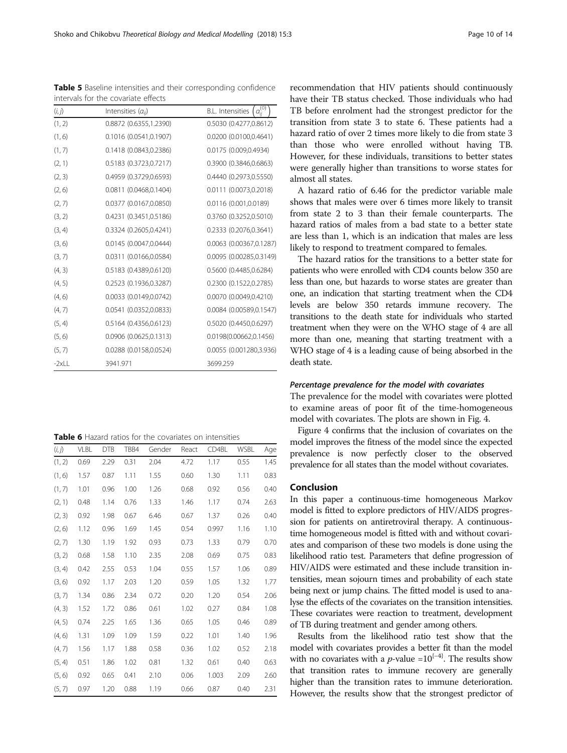**Table 5** Baseline intensities and their corresponding confidence intervals for the covariate effects

| $(i, j)$ | Intensities ($a_{ij}$) | B.L. Intensities $\left(a_{ij}^{(0)}\right)$ |
|---|---|---|
| (1, 2) | 0.8872 (0.6355,1.2390) | 0.5030 (0.4277,0.8612) |
| (1, 6) | 0.1016 (0.0541,0.1907) | 0.0200 (0.0100,0.4641) |
| (1, 7) | 0.1418 (0.0843,0.2386) | 0.0175 (0.009,0.4934) |
| (2, 1) | 0.5183 (0.3723,0.7217) | 0.3900 (0.3846,0.6863) |
| (2, 3) | 0.4959 (0.3729,0.6593) | 0.4440 (0.2973,0.5550) |
| (2, 6) | 0.0811 (0.0468,0.1404) | 0.0111 (0.0073,0.2018) |
| (2, 7) | 0.0377 (0.0167,0.0850) | 0.0116 (0.001,0.0189) |
| (3, 2) | 0.4231 (0.3451,0.5186) | 0.3760 (0.3252,0.5010) |
| (3, 4) | 0.3324 (0.2605,0.4241) | 0.2333 (0.2076,0.3641) |
| (3, 6) | 0.0145 (0.0047,0.0444) | 0.0063 (0.00367,0.1287) |
| (3, 7) | 0.0311 (0.0166,0.0584) | 0.0095 (0.00285,0.3149) |
| (4, 3) | 0.5183 (0.4389,0.6120) | 0.5600 (0.4485,0.6284) |
| (4, 5) | 0.2523 (0.1936,0.3287) | 0.2300 (0.1522,0.2785) |
| (4, 6) | 0.0033 (0.0149,0.0742) | 0.0070 (0.0049,0.4210) |
| (4, 7) | 0.0541 (0.0352,0.0833) | 0.0084 (0.00589,0.1547) |
| (5, 4) | 0.5164 (0.4356,0.6123) | 0.5020 (0.4450,0.6297) |
| (5, 6) | 0.0906 (0.0625,0.1313) | 0.0198(0.00662,0.1456) |
| (5, 7) | 0.0288 (0.0158,0.0524) | 0.0055 (0.001280,3.936) |
| -2xLL | 3941.971 | 3699.259 |

**Table 6** Hazard ratios for the covariates on intensities

| $(i, j)$ | VLBL | DTB | TBB4 | Gender | React | CD4BL | WSBL | Age |
|---|---|---|---|---|---|---|---|---|
| (1, 2) | 0.69 | 2.29 | 0.31 | 2.04 | 4.72 | 1.17 | 0.55 | 1.45 |
| (1, 6) | 1.57 | 0.87 | 1.11 | 1.55 | 0.60 | 1.30 | 1.11 | 0.83 |
| (1, 7) | 1.01 | 0.96 | 1.00 | 1.26 | 0.68 | 0.92 | 0.56 | 0.40 |
| (2, 1) | 0.48 | 1.14 | 0.76 | 1.33 | 1.46 | 1.17 | 0.74 | 2.63 |
| (2, 3) | 0.92 | 1.98 | 0.67 | 6.46 | 0.67 | 1.37 | 0.26 | 0.40 |
| (2, 6) | 1.12 | 0.96 | 1.69 | 1.45 | 0.54 | 0.997 | 1.16 | 1.10 |
| (2, 7) | 1.30 | 1.19 | 1.92 | 0.93 | 0.73 | 1.33 | 0.79 | 0.70 |
| (3, 2) | 0.68 | 1.58 | 1.10 | 2.35 | 2.08 | 0.69 | 0.75 | 0.83 |
| (3, 4) | 0.42 | 2.55 | 0.53 | 1.04 | 0.55 | 1.57 | 1.06 | 0.89 |
| (3, 6) | 0.92 | 1.17 | 2.03 | 1.20 | 0.59 | 1.05 | 1.32 | 1.77 |
| (3, 7) | 1.34 | 0.86 | 2.34 | 0.72 | 0.20 | 1.20 | 0.54 | 2.06 |
| (4, 3) | 1.52 | 1.72 | 0.86 | 0.61 | 1.02 | 0.27 | 0.84 | 1.08 |
| (4, 5) | 0.74 | 2.25 | 1.65 | 1.36 | 0.65 | 1.05 | 0.46 | 0.89 |
| (4, 6) | 1.31 | 1.09 | 1.09 | 1.59 | 0.22 | 1.01 | 1.40 | 1.96 |
| (4, 7) | 1.56 | 1.17 | 1.88 | 0.58 | 0.36 | 1.02 | 0.52 | 2.18 |
| (5, 4) | 0.51 | 1.86 | 1.02 | 0.81 | 1.32 | 0.61 | 0.40 | 0.63 |
| (5, 6) | 0.92 | 0.65 | 0.41 | 2.10 | 0.06 | 1.003 | 2.09 | 2.60 |
| (5, 7) | 0.97 | 1.20 | 0.88 | 1.19 | 0.66 | 0.87 | 0.40 | 2.31 |

recommendation that HIV patients should continuously have their TB status checked. Those individuals who had TB before enrolment had the strongest predictor for the transition from state 3 to state 6. These patients had a hazard ratio of over 2 times more likely to die from state 3 than those who were enrolled without having TB. However, for these individuals, transitions to better states were generally higher than transitions to worse states for almost all states.

A hazard ratio of 6.46 for the predictor variable male shows that males were over 6 times more likely to transit from state 2 to 3 than their female counterparts. The hazard ratios of males from a bad state to a better state are less than 1, which is an indication that males are less likely to respond to treatment compared to females.

The hazard ratios for the transitions to a better state for patients who were enrolled with CD4 counts below 350 are less than one, but hazards to worse states are greater than one, an indication that starting treatment when the CD4 levels are below 350 retards immune recovery. The transitions to the death state for individuals who started treatment when they were on the WHO stage of 4 are all more than one, meaning that starting treatment with a WHO stage of 4 is a leading cause of being absorbed in the death state.

#### *Percentage prevalence for the model with covariates*

The prevalence for the model with covariates were plotted to examine areas of poor fit of the time-homogeneous model with covariates. The plots are shown in Fig. 4.

Figure 4 confirms that the inclusion of covariates on the model improves the fitness of the model since the expected prevalence is now perfectly closer to the observed prevalence for all states than the model without covariates.

## Conclusion

In this paper a continuous-time homogeneous Markov model is fitted to explore predictors of HIV/AIDS progression for patients on antiretroviral therapy. A continuous-time homogeneous model is fitted with and without covariates and comparison of these two models is done using the likelihood ratio test. Parameters that define progression of HIV/AIDS were estimated and these include transition intensities, mean sojourn times and probability of each state being next or jump chains. The fitted model is used to analyse the effects of the covariates on the transition intensities. These covariates were reaction to treatment, development of TB during treatment and gender among others.

Results from the likelihood ratio test show that the model with covariates provides a better fit than the model with no covariates with a $p$-value $=10^{\{-4\}}$. The results show that transition rates to immune recovery are generally higher than the transition rates to immune deterioration. However, the results show that the strongest predictor of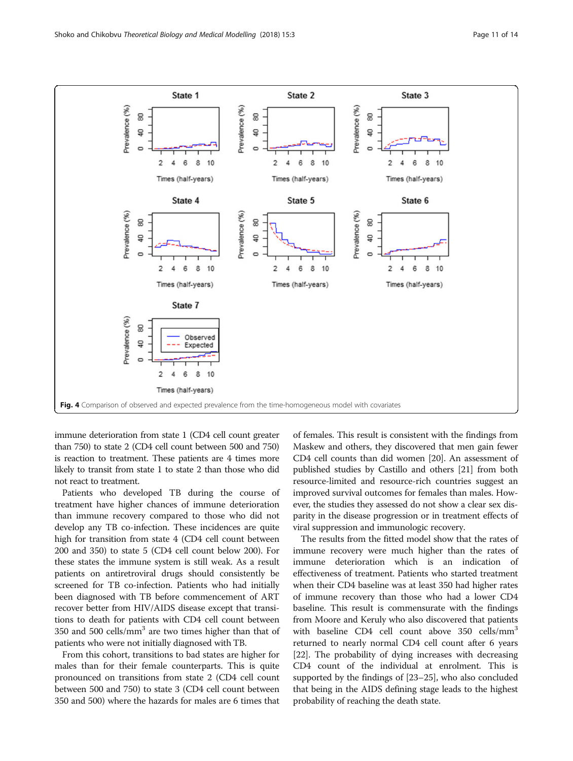Fig. 4 Comparison of observed and expected prevalence from the time-homogeneous model with covariates

immune deterioration from state 1 (CD4 cell count greater than 750) to state 2 (CD4 cell count between 500 and 750) is reaction to treatment. These patients are 4 times more likely to transit from state 1 to state 2 than those who did not react to treatment.

Patients who developed TB during the course of treatment have higher chances of immune deterioration than immune recovery compared to those who did not develop any TB co-infection. These incidences are quite high for transition from state 4 (CD4 cell count between 200 and 350) to state 5 (CD4 cell count below 200). For these states the immune system is still weak. As a result patients on antiretroviral drugs should consistently be screened for TB co-infection. Patients who had initially been diagnosed with TB before commencement of ART recover better from HIV/AIDS disease except that transitions to death for patients with CD4 cell count between 350 and 500 cells/mm$^3$ are two times higher than that of patients who were not initially diagnosed with TB.

From this cohort, transitions to bad states are higher for males than for their female counterparts. This is quite pronounced on transitions from state 2 (CD4 cell count between 500 and 750) to state 3 (CD4 cell count between 350 and 500) where the hazards for males are 6 times that of females. This result is consistent with the findings from Maskew and others, they discovered that men gain fewer CD4 cell counts than did women [20]. An assessment of published studies by Castillo and others [21] from both resource-limited and resource-rich countries suggest an improved survival outcomes for females than males. However, the studies they assessed do not show a clear sex disparity in the disease progression or in treatment effects of viral suppression and immunologic recovery.

The results from the fitted model show that the rates of immune recovery were much higher than the rates of immune deterioration which is an indication of effectiveness of treatment. Patients who started treatment when their CD4 baseline was at least 350 had higher rates of immune recovery than those who had a lower CD4 baseline. This result is commensurate with the findings from Moore and Keruly who also discovered that patients with baseline CD4 cell count above 350 cells/mm$^3$ returned to nearly normal CD4 cell count after 6 years [22]. The probability of dying increases with decreasing CD4 count of the individual at enrolment. This is supported by the findings of [23–25], who also concluded that being in the AIDS defining stage leads to the highest probability of reaching the death state.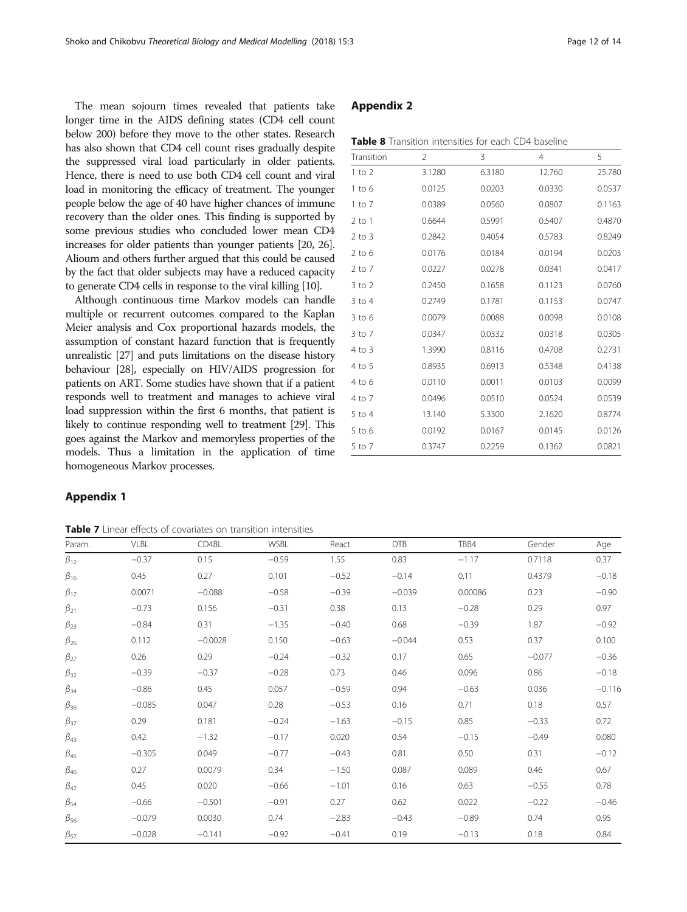The mean sojourn times revealed that patients take longer time in the AIDS defining states (CD4 cell count below 200) before they move to the other states. Research has also shown that CD4 cell count rises gradually despite the suppressed viral load particularly in older patients. Hence, there is need to use both CD4 cell count and viral load in monitoring the efficacy of treatment. The younger people below the age of 40 have higher chances of immune recovery than the older ones. This finding is supported by some previous studies who concluded lower mean CD4 increases for older patients than younger patients [20, 26]. Alioum and others further argued that this could be caused by the fact that older subjects may have a reduced capacity to generate CD4 cells in response to the viral killing [10].

Although continuous time Markov models can handle multiple or recurrent outcomes compared to the Kaplan Meier analysis and Cox proportional hazards models, the assumption of constant hazard function that is frequently unrealistic [27] and puts limitations on the disease history behaviour [28], especially on HIV/AIDS progression for patients on ART. Some studies have shown that if a patient responds well to treatment and manages to achieve viral load suppression within the first 6 months, that patient is likely to continue responding well to treatment [29]. This goes against the Markov and memoryless properties of the models. Thus a limitation in the application of time homogeneous Markov processes.

## Appendix 1

**Table 7** Linear effects of covariates on transition intensities

| Param. | VLBL | CD4BL | WSBL | React | DTB | TBB4 | Gender | Age |
|---|---|---|---|---|---|---|---|---|
| $\beta_{12}$ | −0.37 | 0.15 | −0.59 | 1.55 | 0.83 | −1.17 | 0.7118 | 0.37 |
| $\beta_{16}$ | 0.45 | 0.27 | 0.101 | −0.52 | −0.14 | 0.11 | 0.4379 | −0.18 |
| $\beta_{17}$ | 0.0071 | −0.088 | −0.58 | −0.39 | −0.039 | 0.00086 | 0.23 | −0.90 |
| $\beta_{21}$ | −0.73 | 0.156 | −0.31 | 0.38 | 0.13 | −0.28 | 0.29 | 0.97 |
| $\beta_{23}$ | −0.84 | 0.31 | −1.35 | −0.40 | 0.68 | −0.39 | 1.87 | −0.92 |
| $\beta_{26}$ | 0.112 | −0.0028 | 0.150 | −0.63 | −0.044 | 0.53 | 0.37 | 0.100 |
| $\beta_{27}$ | 0.26 | 0.29 | −0.24 | −0.32 | 0.17 | 0.65 | −0.077 | −0.36 |
| $\beta_{32}$ | −0.39 | −0.37 | −0.28 | 0.73 | 0.46 | 0.096 | 0.86 | −0.18 |
| $\beta_{34}$ | −0.86 | 0.45 | 0.057 | −0.59 | 0.94 | −0.63 | 0.036 | −0.116 |
| $\beta_{36}$ | −0.085 | 0.047 | 0.28 | −0.53 | 0.16 | 0.71 | 0.18 | 0.57 |
| $\beta_{37}$ | 0.29 | 0.181 | −0.24 | −1.63 | −0.15 | 0.85 | −0.33 | 0.72 |
| $\beta_{43}$ | 0.42 | −1.32 | −0.17 | 0.020 | 0.54 | −0.15 | −0.49 | 0.080 |
| $\beta_{45}$ | −0.305 | 0.049 | −0.77 | −0.43 | 0.81 | 0.50 | 0.31 | −0.12 |
| $\beta_{46}$ | 0.27 | 0.0079 | 0.34 | −1.50 | 0.087 | 0.089 | 0.46 | 0.67 |
| $\beta_{47}$ | 0.45 | 0.020 | −0.66 | −1.01 | 0.16 | 0.63 | −0.55 | 0.78 |
| $\beta_{54}$ | −0.66 | −0.501 | −0.91 | 0.27 | 0.62 | 0.022 | −0.22 | −0.46 |
| $\beta_{56}$ | −0.079 | 0.0030 | 0.74 | −2.83 | −0.43 | −0.89 | 0.74 | 0.95 |
| $\beta_{57}$ | −0.028 | −0.141 | −0.92 | −0.41 | 0.19 | −0.13 | 0.18 | 0.84 |

## Appendix 2

**Table 8** Transition intensities for each CD4 baseline

| Transition | 2 | 3 | 4 | 5 |
|---|---|---|---|---|
| 1 to 2 | 3.1280 | 6.3180 | 12.760 | 25.780 |
| 1 to 6 | 0.0125 | 0.0203 | 0.0330 | 0.0537 |
| 1 to 7 | 0.0389 | 0.0560 | 0.0807 | 0.1163 |
| 2 to 1 | 0.6644 | 0.5991 | 0.5407 | 0.4870 |
| 2 to 3 | 0.2842 | 0.4054 | 0.5783 | 0.8249 |
| 2 to 6 | 0.0176 | 0.0184 | 0.0194 | 0.0203 |
| 2 to 7 | 0.0227 | 0.0278 | 0.0341 | 0.0417 |
| 3 to 2 | 0.2450 | 0.1658 | 0.1123 | 0.0760 |
| 3 to 4 | 0.2749 | 0.1781 | 0.1153 | 0.0747 |
| 3 to 6 | 0.0079 | 0.0088 | 0.0098 | 0.0108 |
| 3 to 7 | 0.0347 | 0.0332 | 0.0318 | 0.0305 |
| 4 to 3 | 1.3990 | 0.8116 | 0.4708 | 0.2731 |
| 4 to 5 | 0.8935 | 0.6913 | 0.5348 | 0.4138 |
| 4 to 6 | 0.0110 | 0.0011 | 0.0103 | 0.0099 |
| 4 to 7 | 0.0496 | 0.0510 | 0.0524 | 0.0539 |
| 5 to 4 | 13.140 | 5.3300 | 2.1620 | 0.8774 |
| 5 to 6 | 0.0192 | 0.0167 | 0.0145 | 0.0126 |
| 5 to 7 | 0.3747 | 0.2259 | 0.1362 | 0.0821 |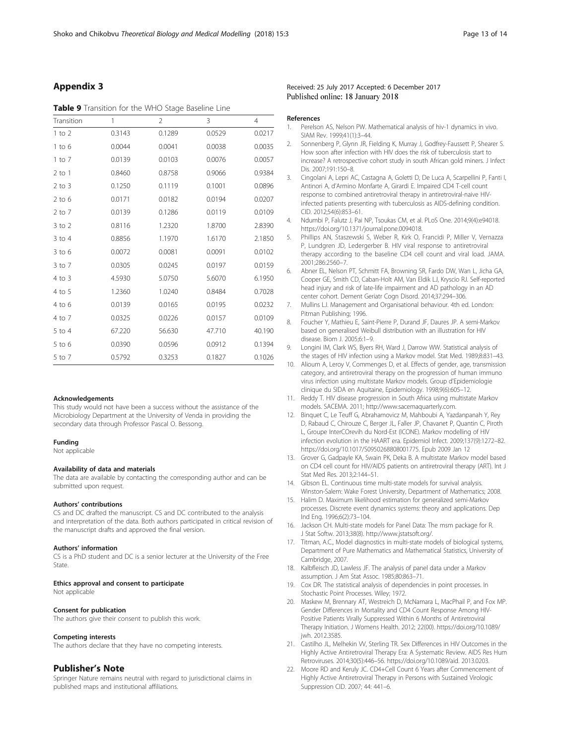## Appendix 3

**Table 9** Transition for the WHO Stage Baseline Line

| Transition | 1 | 2 | 3 | 4 |
|---|---|---|---|---|
| 1 to 2 | 0.3143 | 0.1289 | 0.0529 | 0.0217 |
| 1 to 6 | 0.0044 | 0.0041 | 0.0038 | 0.0035 |
| 1 to 7 | 0.0139 | 0.0103 | 0.0076 | 0.0057 |
| 2 to 1 | 0.8460 | 0.8758 | 0.9066 | 0.9384 |
| 2 to 3 | 0.1250 | 0.1119 | 0.1001 | 0.0896 |
| 2 to 6 | 0.0171 | 0.0182 | 0.0194 | 0.0207 |
| 2 to 7 | 0.0139 | 0.1286 | 0.0119 | 0.0109 |
| 3 to 2 | 0.8116 | 1.2320 | 1.8700 | 2.8390 |
| 3 to 4 | 0.8856 | 1.1970 | 1.6170 | 2.1850 |
| 3 to 6 | 0.0072 | 0.0081 | 0.0091 | 0.0102 |
| 3 to 7 | 0.0305 | 0.0245 | 0.0197 | 0.0159 |
| 4 to 3 | 4.5930 | 5.0750 | 5.6070 | 6.1950 |
| 4 to 5 | 1.2360 | 1.0240 | 0.8484 | 0.7028 |
| 4 to 6 | 0.0139 | 0.0165 | 0.0195 | 0.0232 |
| 4 to 7 | 0.0325 | 0.0226 | 0.0157 | 0.0109 |
| 5 to 4 | 67.220 | 56.630 | 47.710 | 40.190 |
| 5 to 6 | 0.0390 | 0.0596 | 0.0912 | 0.1394 |
| 5 to 7 | 0.5792 | 0.3253 | 0.1827 | 0.1026 |

#### Acknowledgements
This study would not have been a success without the assistance of the Microbiology Department at the University of Venda in providing the secondary data through Professor Pascal O. Bessong.

#### Funding
Not applicable

#### Availability of data and materials
The data are available by contacting the corresponding author and can be submitted upon request.

#### Authors' contributions
CS and DC drafted the manuscript. CS and DC contributed to the analysis and interpretation of the data. Both authors participated in critical revision of the manuscript drafts and approved the final version.

#### Authors' information
CS is a PhD student and DC is a senior lecturer at the University of the Free State.

#### Ethics approval and consent to participate
Not applicable

#### Consent for publication
The authors give their consent to publish this work.

#### Competing interests
The authors declare that they have no competing interests.

## Publisher's Note
Springer Nature remains neutral with regard to jurisdictional claims in published maps and institutional affiliations.

Received: 25 July 2017 Accepted: 6 December 2017
Published online: 18 January 2018

#### References
1. Perelson AS, Nelson PW. Mathematical analysis of hiv-1 dynamics in vivo. SIAM Rev. 1999;41(1):3–44.
2. Sonnenberg P, Glynn JR, Fielding K, Murray J, Godfrey-Faussett P, Shearer S. How soon after infection with HIV does the risk of tuberculosis start to increase? A retrospective cohort study in south African gold miners. J Infect Dis. 2007;191:150–8.
3. Cingolani A, Lepri AC, Castagna A, Goletti D, De Luca A, Scarpellini P, Fanti I, Antinori A, d'Arminio Monfarte A, Girardi E. Impaired CD4 T-cell count response to combined antiretroviral therapy in antiretroviral-naive HIV-infected patients presenting with tuberculosis as AIDS-defining condition. CID. 2012;54(6):853–61.
4. Ndumbi P, Falutz J, Pai NP, Tsoukas CM, et al. PLoS One. 2014;9(4):e94018. https://doi.org/10.1371/journal.pone.0094018.
5. Phillips AN, Staszewski S, Weber R, Kirk O, Francidi P, Miller V, Vernazza P, Lundgren JD, Ledergerber B. HIV viral response to antiretroviral therapy according to the baseline CD4 cell count and viral load. JAMA. 2001;286:2560–7.
6. Abner EL, Nelson PT, Schmitt FA, Browning SR, Fardo DW, Wan L, Jicha GA, Cooper GE, Smith CD, Caban-Holt AM, Van Eldik LJ, Kryscio RJ. Self-reported head injury and risk of late-life impairment and AD pathology in an AD center cohort. Dement Geriatr Cogn Disord. 2014;37:294–306.
7. Mullins LJ. Management and Organisational behaviour. 4th ed. London: Pitman Publishing; 1996.
8. Foucher Y, Mathieu E, Saint-Pierre P, Durand JF, Daures JP. A semi-Markov based on generalised Weibull distribution with an illustration for HIV disease. Biom J. 2005;6:1–9.
9. Longini IM, Clark WS, Byers RH, Ward J, Darrow WW. Statistical analysis of the stages of HIV infection using a Markov model. Stat Med. 1989;8:831–43.
10. Alioum A, Leroy V, Commenges D, et al. Effects of gender, age, transmission category, and antiretroviral therapy on the progression of human immuno virus infection using multistate Markov models. Group d'Epidemiologie clinique du SIDA en Aquitaine, Epidemiology. 1998;9(6):605–12.
11. Reddy T. HIV disease progression in South Africa using multistate Markov models. SACEMA. 2011; http://www.sacemaquarterly.com.
12. Binquet C, Le Teuff G, Abrahamovicz M, Mahboubi A, Yazdanpanah Y, Rey D, Rabaud C, Chirouze C, Berger JL, Faller JP, Chavanet P, Quantin C, Piroth L, Groupe InterCOrevih du Nord-Est (ICONE). Markov modelling of HIV infection evolution in the HAART era. Epidemiol Infect. 2009;137(9):1272–82. https://doi.org/10.1017/S0950268808001775. Epub 2009 Jan 12
13. Grover G, Gadpayle KA, Swain PK, Deka B. A multistate Markov model based on CD4 cell count for HIV/AIDS patients on antiretroviral therapy (ART). Int J Stat Med Res. 2013;2:144–51.
14. Gibson EL. Continuous time multi-state models for survival analysis. Winston-Salem: Wake Forest University, Department of Mathematics; 2008.
15. Halim D. Maximum likelihood estimation for generalized semi-Markov processes. Discrete event dynamics systems: theory and applications. Dep Ind Eng. 1996;6(2):73–104.
16. Jackson CH. Multi-state models for Panel Data: The msm package for R. J Stat Softw. 2013;38(8). http://www.jstatsoft.org/.
17. Titman, A.C., Model diagnostics in multi-state models of biological systems, Department of Pure Mathematics and Mathematical Statistics, University of Cambridge, 2007.
18. Kalbfleisch JD, Lawless JF. The analysis of panel data under a Markov assumption. J Am Stat Assoc. 1985;80:863–71.
19. Cox DR. The statistical analysis of dependencies in point processes. In Stochastic Point Processes. Wiley; 1972.
20. Maskew M, Brennary AT, Westreich D, McNamara L, MacPhail P, and Fox MP. Gender Differences in Mortality and CD4 Count Response Among HIV-Positive Patients Virally Suppressed Within 6 Months of Antiretroviral Therapy Initiation. J Womens Health. 2012; 22(00). https://doi.org/10.1089/jwh. 2012.3585.
21. Castilho JL, Melhekin W, Sterling TR. Sex Differences in HIV Outcomes in the Highly Active Antiretroviral Therapy Era: A Systematic Review. AIDS Res Hum Retroviruses. 2014;30(5):446–56. https://doi.org/10.1089/aid. 2013.0203.
22. Moore RD and Keruly JC. CD4+Cell Count 6 Years after Commencement of Highly Active Antiretroviral Therapy in Persons with Sustained Virologic Suppression CID. 2007; 44: 441–6.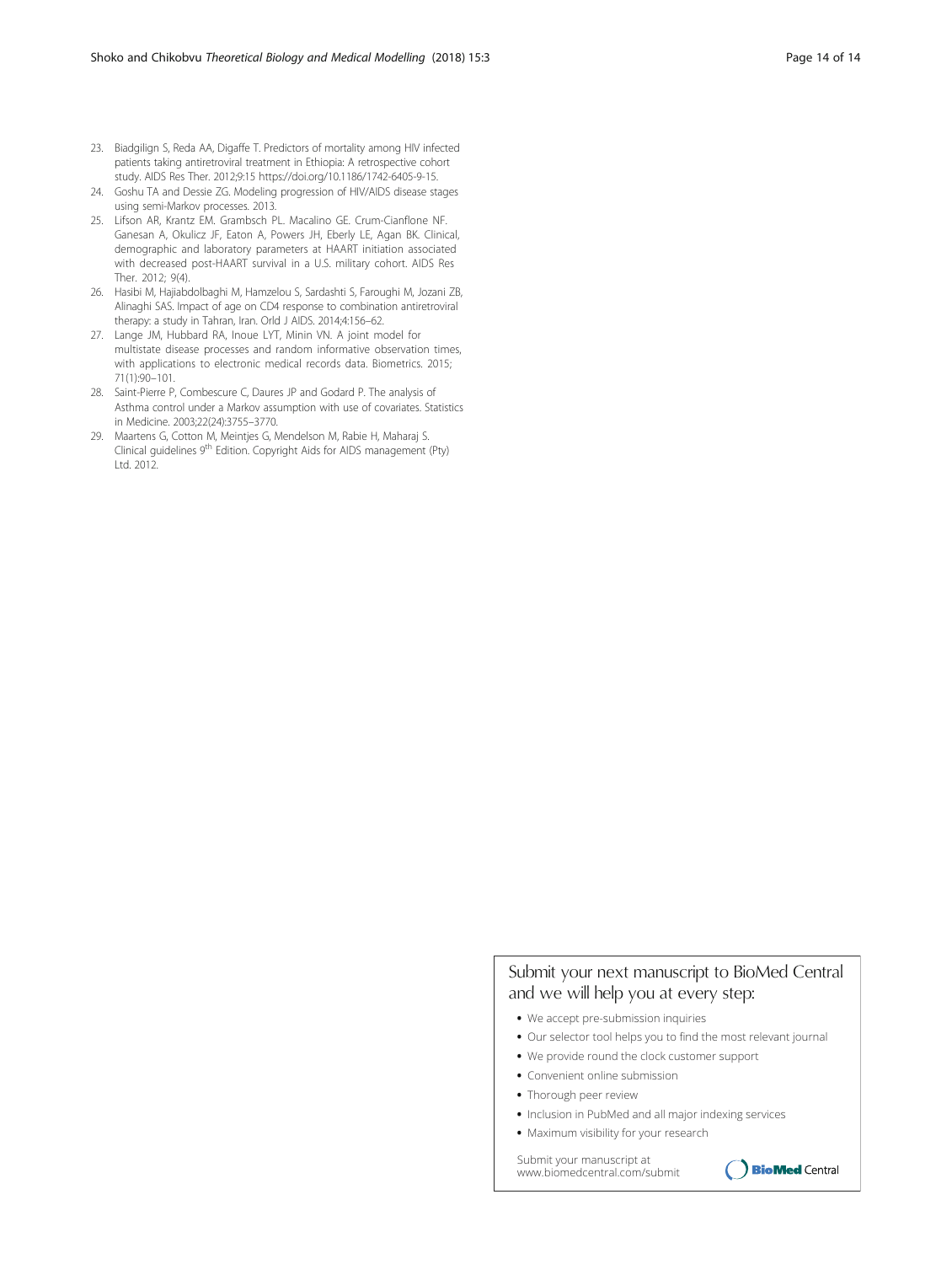23. Biadgilign S, Reda AA, Digaffe T. Predictors of mortality among HIV infected patients taking antiretroviral treatment in Ethiopia: A retrospective cohort study. AIDS Res Ther. 2012;9:15 https://doi.org/10.1186/1742-6405-9-15.
24. Goshu TA and Dessie ZG. Modeling progression of HIV/AIDS disease stages using semi-Markov processes. 2013.
25. Lifson AR, Krantz EM. Grambsch PL. Macalino GE. Crum-Cianflone NF. Ganesan A, Okulicz JF, Eaton A, Powers JH, Eberly LE, Agan BK. Clinical, demographic and laboratory parameters at HAART initiation associated with decreased post-HAART survival in a U.S. military cohort. AIDS Res Ther. 2012; 9(4).
26. Hasibi M, Hajiabdolbaghi M, Hamzelou S, Sardashti S, Faroughi M, Jozani ZB, Alinaghi SAS. Impact of age on CD4 response to combination antiretroviral therapy: a study in Tahran, Iran. Orld J AIDS. 2014;4:156–62.
27. Lange JM, Hubbard RA, Inoue LYT, Minin VN. A joint model for multistate disease processes and random informative observation times, with applications to electronic medical records data. Biometrics. 2015; 71(1):90–101.
28. Saint-Pierre P, Combescure C, Daures JP and Godard P. The analysis of Asthma control under a Markov assumption with use of covariates. Statistics in Medicine. 2003;22(24):3755–3770.
29. Maartens G, Cotton M, Meintjes G, Mendelson M, Rabie H, Maharaj S. Clinical guidelines 9th Edition. Copyright Aids for AIDS management (Pty) Ltd. 2012.

Submit your next manuscript to BioMed Central and we will help you at every step:

- We accept pre-submission inquiries
- Our selector tool helps you to find the most relevant journal
- We provide round the clock customer support
- Convenient online submission
- Thorough peer review
- Inclusion in PubMed and all major indexing services
- Maximum visibility for your research

Submit your manuscript at www.biomedcentral.com/submit

BioMed Central